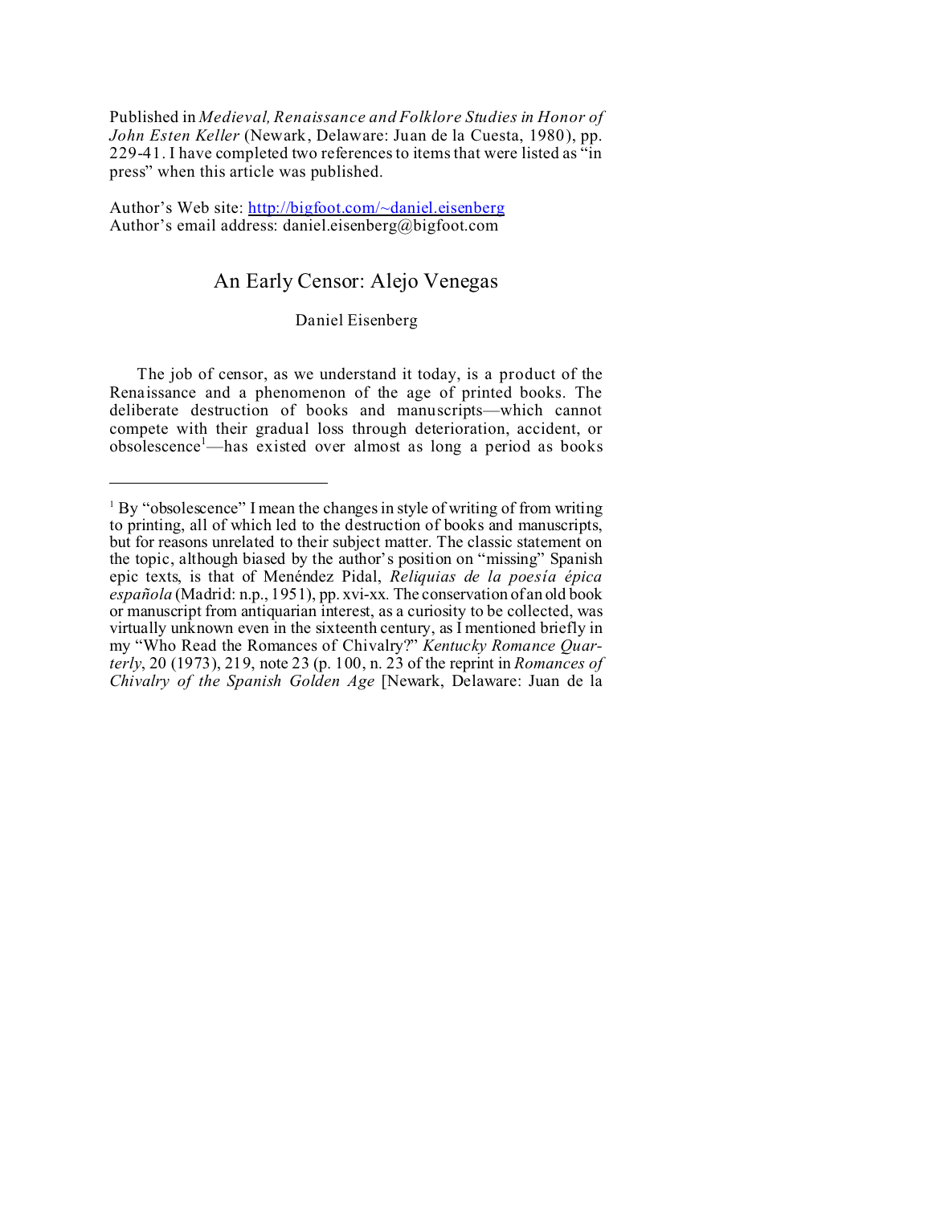Published in *Medieval, Renaissance and Folklore Studies in Honor of John Esten Keller* (Newark, Delaware: Juan de la Cuesta, 1980), pp. 229-41. I have completed two references to items that were listed as "in press" when this article was published.

Author's Web site: http://bigfoot.com/~daniel.eisenberg
Author's email address: daniel.eisenberg@bigfoot.com

# An Early Censor: Alejo Venegas

Daniel Eisenberg

The job of censor, as we understand it today, is a product of the Renaissance and a phenomenon of the age of printed books. The deliberate destruction of books and manuscripts—which cannot compete with their gradual loss through deterioration, accident, or obsolescence[1]—has existed over almost as long a period as books

---

[1] By "obsolescence" I mean the changes in style of writing of from writing to printing, all of which led to the destruction of books and manuscripts, but for reasons unrelated to their subject matter. The classic statement on the topic, although biased by the author's position on "missing" Spanish epic texts, is that of Menéndez Pidal, *Reliquias de la poesía épica española* (Madrid: n.p., 1951), pp. xvi-xx. The conservation of an old book or manuscript from antiquarian interest, as a curiosity to be collected, was virtually unknown even in the sixteenth century, as I mentioned briefly in my "Who Read the Romances of Chivalry?" *Kentucky Romance Quarterly*, 20 (1973), 219, note 23 (p. 100, n. 23 of the reprint in *Romances of Chivalry of the Spanish Golden Age* [Newark, Delaware: Juan de la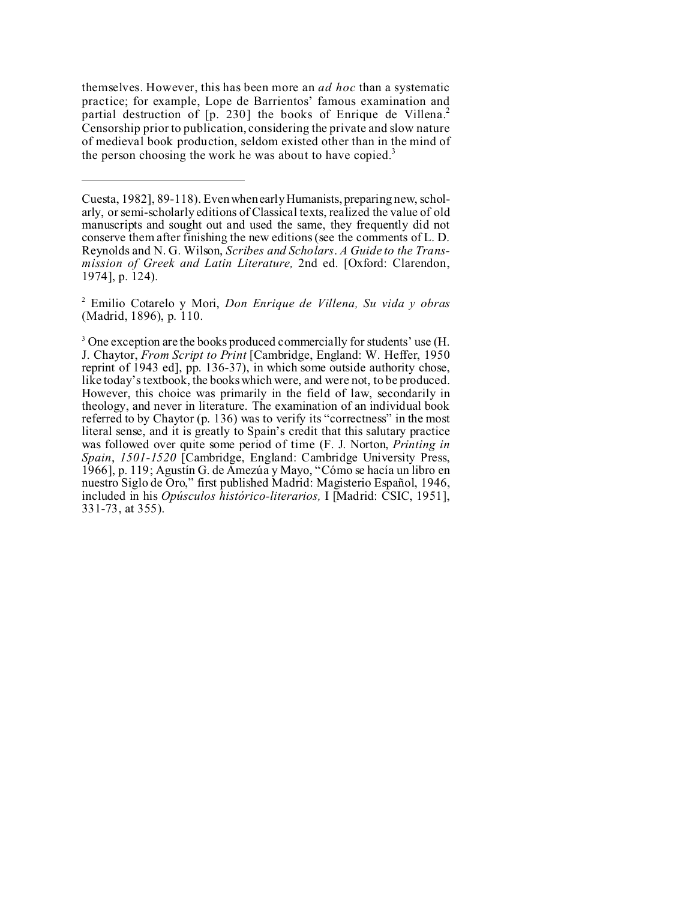themselves. However, this has been more an *ad hoc* than a systematic practice; for example, Lope de Barrientos' famous examination and partial destruction of [p. 230] the books of Enrique de Villena.[2] Censorship prior to publication, considering the private and slow nature of medieval book production, seldom existed other than in the mind of the person choosing the work he was about to have copied.[3]

---

Cuesta, 1982], 89-118). Even when early Humanists, preparing new, scholarly, or semi-scholarly editions of Classical texts, realized the value of old manuscripts and sought out and used the same, they frequently did not conserve them after finishing the new editions (see the comments of L. D. Reynolds and N. G. Wilson, *Scribes and Scholars. A Guide to the Transmission of Greek and Latin Literature,* 2nd ed. [Oxford: Clarendon, 1974], p. 124).

[2] Emilio Cotarelo y Mori, *Don Enrique de Villena, Su vida y obras* (Madrid, 1896), p. 110.

[3] One exception are the books produced commercially for students' use (H. J. Chaytor, *From Script to Print* [Cambridge, England: W. Heffer, 1950 reprint of 1943 ed], pp. 136-37), in which some outside authority chose, like today's textbook, the books which were, and were not, to be produced. However, this choice was primarily in the field of law, secondarily in theology, and never in literature. The examination of an individual book referred to by Chaytor (p. 136) was to verify its "correctness" in the most literal sense, and it is greatly to Spain's credit that this salutary practice was followed over quite some period of time (F. J. Norton, *Printing in Spain*, *1501-1520* [Cambridge, England: Cambridge University Press, 1966], p. 119; Agustín G. de Amezúa y Mayo, "Cómo se hacía un libro en nuestro Siglo de Oro," first published Madrid: Magisterio Español, 1946, included in his *Opúsculos histórico-literarios,* I [Madrid: CSIC, 1951], 331-73, at 355).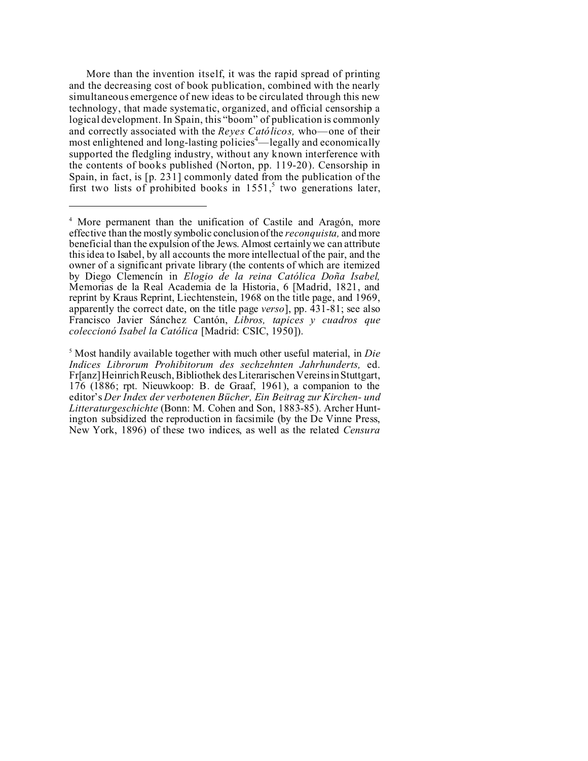More than the invention itself, it was the rapid spread of printing and the decreasing cost of book publication, combined with the nearly simultaneous emergence of new ideas to be circulated through this new technology, that made systematic, organized, and official censorship a logical development. In Spain, this "boom" of publication is commonly and correctly associated with the *Reyes Católicos,* who—one of their most enlightened and long-lasting policies[4]—legally and economically supported the fledgling industry, without any known interference with the contents of books published (Norton, pp. 119-20). Censorship in Spain, in fact, is [p. 231] commonly dated from the publication of the first two lists of prohibited books in 1551,[5] two generations later,

---

[4] More permanent than the unification of Castile and Aragón, more effective than the mostly symbolic conclusion of the *reconquista,* and more beneficial than the expulsion of the Jews. Almost certainly we can attribute this idea to Isabel, by all accounts the more intellectual of the pair, and the owner of a significant private library (the contents of which are itemized by Diego Clemencín in *Elogio de la reina Católica Doña Isabel,* Memorias de la Real Academia de la Historia, 6 [Madrid, 1821, and reprint by Kraus Reprint, Liechtenstein, 1968 on the title page, and 1969, apparently the correct date, on the title page *verso*], pp. 431-81; see also Francisco Javier Sánchez Cantón, *Libros, tapices y cuadros que coleccionó Isabel la Católica* [Madrid: CSIC, 1950]).

[5] Most handily available together with much other useful material, in *Die Indices Librorum Prohibitorum des sechzehnten Jahrhunderts,* ed. Fr[anz] Heinrich Reusch, Bibliothek des Literarischen Vereins in Stuttgart, 176 (1886; rpt. Nieuwkoop: B. de Graaf, 1961), a companion to the editor's *Der Index der verbotenen Bücher, Ein Beitrag zur Kirchen- und Litteraturgeschichte* (Bonn: M. Cohen and Son, 1883-85). Archer Huntington subsidized the reproduction in facsimile (by the De Vinne Press, New York, 1896) of these two indices, as well as the related *Censura*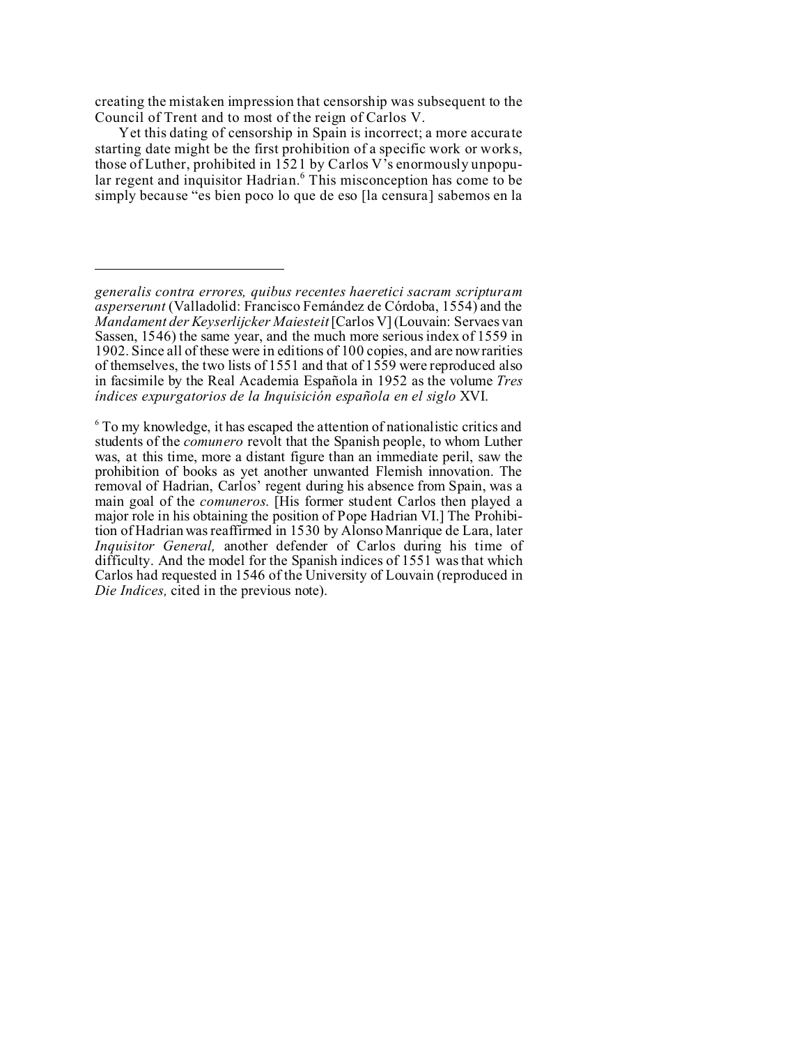creating the mistaken impression that censorship was subsequent to the Council of Trent and to most of the reign of Carlos V.

Yet this dating of censorship in Spain is incorrect; a more accurate starting date might be the first prohibition of a specific work or works, those of Luther, prohibited in 1521 by Carlos V's enormously unpopular regent and inquisitor Hadrian.[6] This misconception has come to be simply because "es bien poco lo que de eso [la censura] sabemos en la

---

*generalis contra errores, quibus recentes haeretici sacram scripturam asperserunt* (Valladolid: Francisco Fernández de Córdoba, 1554) and the *Mandament der Keyserlijcker Maiesteit* [Carlos V] (Louvain: Servaes van Sassen, 1546) the same year, and the much more serious index of 1559 in 1902. Since all of these were in editions of 100 copies, and are now rarities of themselves, the two lists of 1551 and that of 1559 were reproduced also in facsimile by the Real Academia Española in 1952 as the volume *Tres índices expurgatorios de la Inquisición española en el siglo* XVI.

[6] To my knowledge, it has escaped the attention of nationalistic critics and students of the *comunero* revolt that the Spanish people, to whom Luther was, at this time, more a distant figure than an immediate peril, saw the prohibition of books as yet another unwanted Flemish innovation. The removal of Hadrian, Carlos' regent during his absence from Spain, was a main goal of the *comuneros*. [His former student Carlos then played a major role in his obtaining the position of Pope Hadrian VI.] The Prohibition of Hadrian was reaffirmed in 1530 by Alonso Manrique de Lara, later *Inquisitor General,* another defender of Carlos during his time of difficulty. And the model for the Spanish indices of 1551 was that which Carlos had requested in 1546 of the University of Louvain (reproduced in *Die Indices,* cited in the previous note).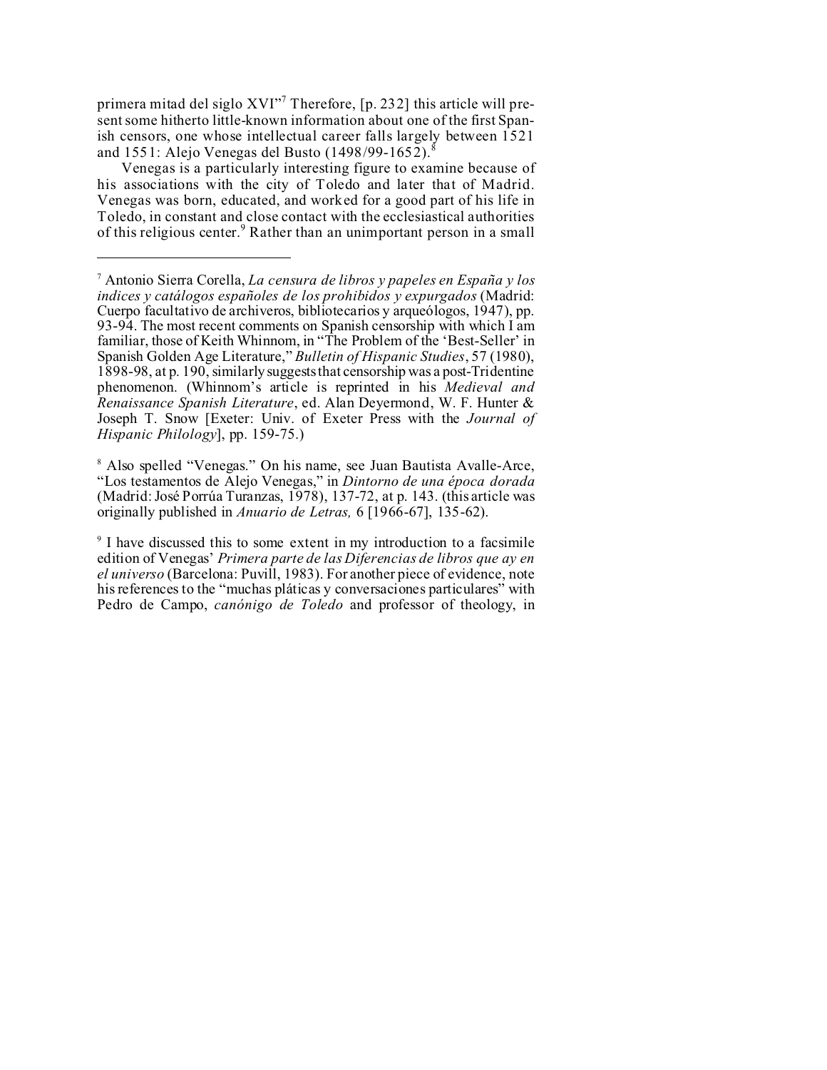primera mitad del siglo XVI"[7] Therefore, [p. 232] this article will present some hitherto little-known information about one of the first Spanish censors, one whose intellectual career falls largely between 1521 and 1551: Alejo Venegas del Busto (1498/99-1652).[8]

Venegas is a particularly interesting figure to examine because of his associations with the city of Toledo and later that of Madrid. Venegas was born, educated, and worked for a good part of his life in Toledo, in constant and close contact with the ecclesiastical authorities of this religious center.[9] Rather than an unimportant person in a small

---

[7] Antonio Sierra Corella, *La censura de libros y papeles en España y los indices y catálogos españoles de los prohibidos y expurgados* (Madrid: Cuerpo facultativo de archiveros, bibliotecarios y arqueólogos, 1947), pp. 93-94. The most recent comments on Spanish censorship with which I am familiar, those of Keith Whinnom, in "The Problem of the 'Best-Seller' in Spanish Golden Age Literature," *Bulletin of Hispanic Studies*, 57 (1980), 1898-98, at p. 190, similarly suggests that censorship was a post-Tridentine phenomenon. (Whinnom's article is reprinted in his *Medieval and Renaissance Spanish Literature*, ed. Alan Deyermond, W. F. Hunter & Joseph T. Snow [Exeter: Univ. of Exeter Press with the *Journal of Hispanic Philology*], pp. 159-75.)

[8] Also spelled "Venegas." On his name, see Juan Bautista Avalle-Arce, "Los testamentos de Alejo Venegas," in *Dintorno de una época dorada* (Madrid: José Porrúa Turanzas, 1978), 137-72, at p. 143. (this article was originally published in *Anuario de Letras,* 6 [1966-67], 135-62).

[9] I have discussed this to some extent in my introduction to a facsimile edition of Venegas' *Primera parte de las Diferencias de libros que ay en el universo* (Barcelona: Puvill, 1983). For another piece of evidence, note his references to the "muchas pláticas y conversaciones particulares" with Pedro de Campo, *canónigo de Toledo* and professor of theology, in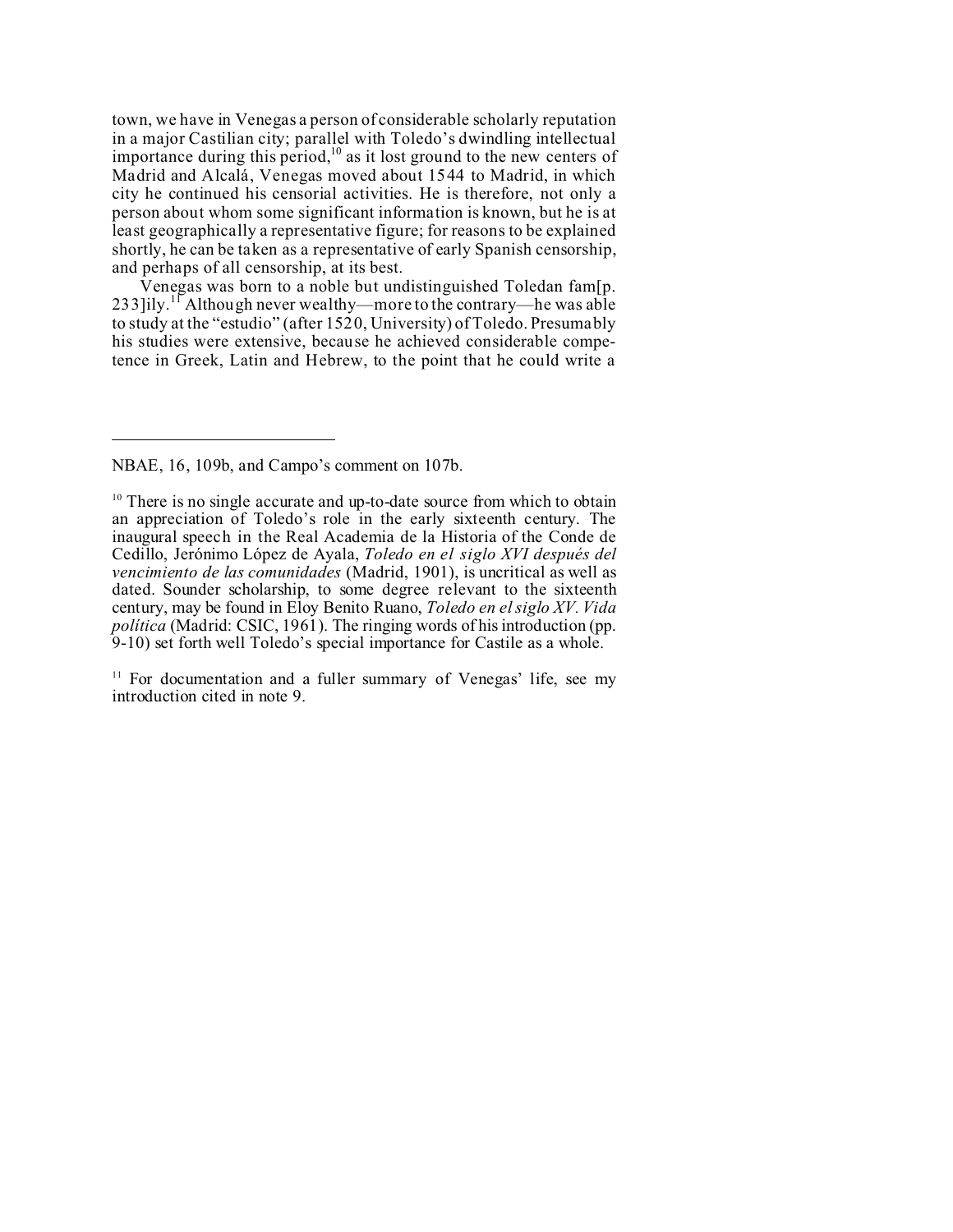town, we have in Venegas a person of considerable scholarly reputation in a major Castilian city; parallel with Toledo's dwindling intellectual importance during this period,[10] as it lost ground to the new centers of Madrid and Alcalá, Venegas moved about 1544 to Madrid, in which city he continued his censorial activities. He is therefore, not only a person about whom some significant information is known, but he is at least geographically a representative figure; for reasons to be explained shortly, he can be taken as a representative of early Spanish censorship, and perhaps of all censorship, at its best.

Venegas was born to a noble but undistinguished Toledan fam[p. 233]ily.[11] Although never wealthy—more to the contrary—he was able to study at the "estudio" (after 1520, University) of Toledo. Presumably his studies were extensive, because he achieved considerable competence in Greek, Latin and Hebrew, to the point that he could write a

---

NBAE, 16, 109b, and Campo's comment on 107b.

[10] There is no single accurate and up-to-date source from which to obtain an appreciation of Toledo's role in the early sixteenth century. The inaugural speech in the Real Academia de la Historia of the Conde de Cedillo, Jerónimo López de Ayala, *Toledo en el siglo XVI después del vencimiento de las comunidades* (Madrid, 1901), is uncritical as well as dated. Sounder scholarship, to some degree relevant to the sixteenth century, may be found in Eloy Benito Ruano, *Toledo en el siglo XV. Vida política* (Madrid: CSIC, 1961). The ringing words of his introduction (pp. 9-10) set forth well Toledo's special importance for Castile as a whole.

[11] For documentation and a fuller summary of Venegas' life, see my introduction cited in note 9.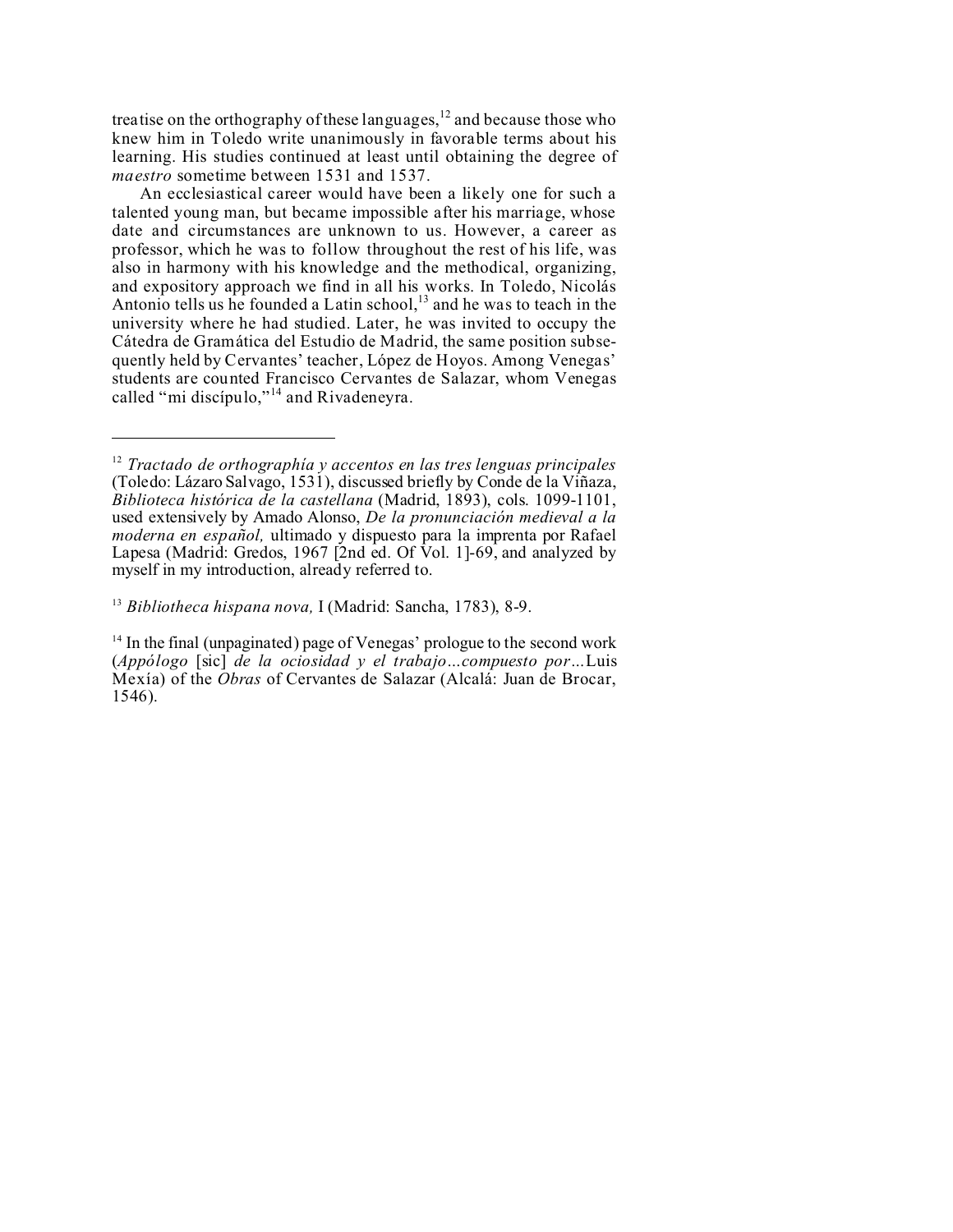treatise on the orthography of these languages,[12] and because those who knew him in Toledo write unanimously in favorable terms about his learning. His studies continued at least until obtaining the degree of *maestro* sometime between 1531 and 1537.

An ecclesiastical career would have been a likely one for such a talented young man, but became impossible after his marriage, whose date and circumstances are unknown to us. However, a career as professor, which he was to follow throughout the rest of his life, was also in harmony with his knowledge and the methodical, organizing, and expository approach we find in all his works. In Toledo, Nicolás Antonio tells us he founded a Latin school,[13] and he was to teach in the university where he had studied. Later, he was invited to occupy the Cátedra de Gramática del Estudio de Madrid, the same position subsequently held by Cervantes' teacher, López de Hoyos. Among Venegas' students are counted Francisco Cervantes de Salazar, whom Venegas called "mi discípulo,"[14] and Rivadeneyra.

---

[12] *Tractado de orthographía y accentos en las tres lenguas principales* (Toledo: Lázaro Salvago, 1531), discussed briefly by Conde de la Viñaza, *Biblioteca histórica de la castellana* (Madrid, 1893), cols. 1099-1101, used extensively by Amado Alonso, *De la pronunciación medieval a la moderna en español,* ultimado y dispuesto para la imprenta por Rafael Lapesa (Madrid: Gredos, 1967 [2nd ed. Of Vol. 1]-69, and analyzed by myself in my introduction, already referred to.

[13] *Bibliotheca hispana nova,* I (Madrid: Sancha, 1783), 8-9.

[14] In the final (unpaginated) page of Venegas' prologue to the second work (*Appólogo* [sic] *de la ociosidad y el trabajo…compuesto por…*Luis Mexía) of the *Obras* of Cervantes de Salazar (Alcalá: Juan de Brocar, 1546).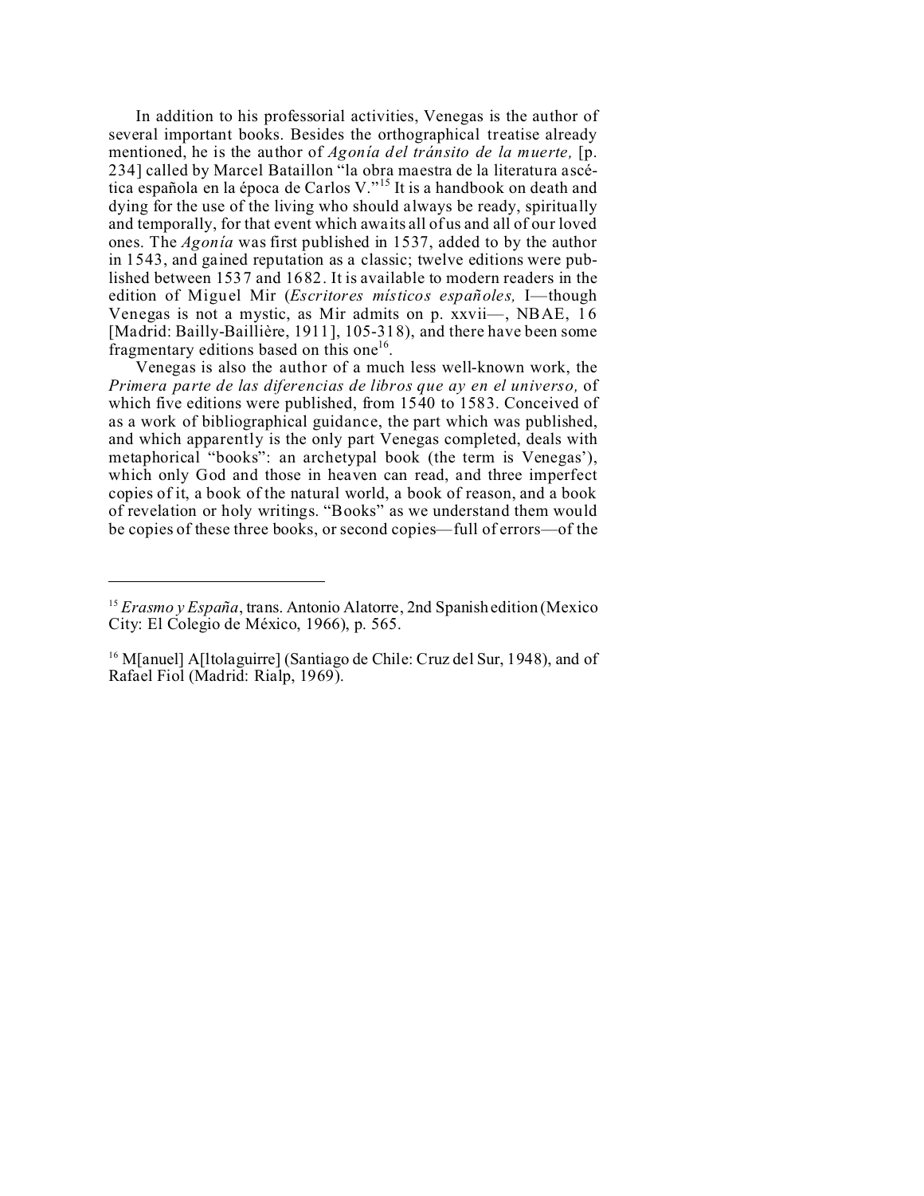In addition to his professorial activities, Venegas is the author of several important books. Besides the orthographical treatise already mentioned, he is the author of *Agonía del tránsito de la muerte,* [p. 234] called by Marcel Bataillon "la obra maestra de la literatura ascética española en la época de Carlos V."[15] It is a handbook on death and dying for the use of the living who should always be ready, spiritually and temporally, for that event which awaits all of us and all of our loved ones. The *Agonía* was first published in 1537, added to by the author in 1543, and gained reputation as a classic; twelve editions were published between 1537 and 1682. It is available to modern readers in the edition of Miguel Mir (*Escritores místicos españoles,* I—though Venegas is not a mystic, as Mir admits on p. xxvii—, NBAE, 16 [Madrid: Bailly-Baillière, 1911], 105-318), and there have been some fragmentary editions based on this one[16].

Venegas is also the author of a much less well-known work, the *Primera parte de las diferencias de libros que ay en el universo,* of which five editions were published, from 1540 to 1583. Conceived of as a work of bibliographical guidance, the part which was published, and which apparently is the only part Venegas completed, deals with metaphorical "books": an archetypal book (the term is Venegas'), which only God and those in heaven can read, and three imperfect copies of it, a book of the natural world, a book of reason, and a book of revelation or holy writings. "Books" as we understand them would be copies of these three books, or second copies—full of errors—of the

---

[15] *Erasmo y España*, trans. Antonio Alatorre, 2nd Spanish edition (Mexico City: El Colegio de México, 1966), p. 565.

[16] M[anuel] A[ltolaguirre] (Santiago de Chile: Cruz del Sur, 1948), and of Rafael Fiol (Madrid: Rialp, 1969).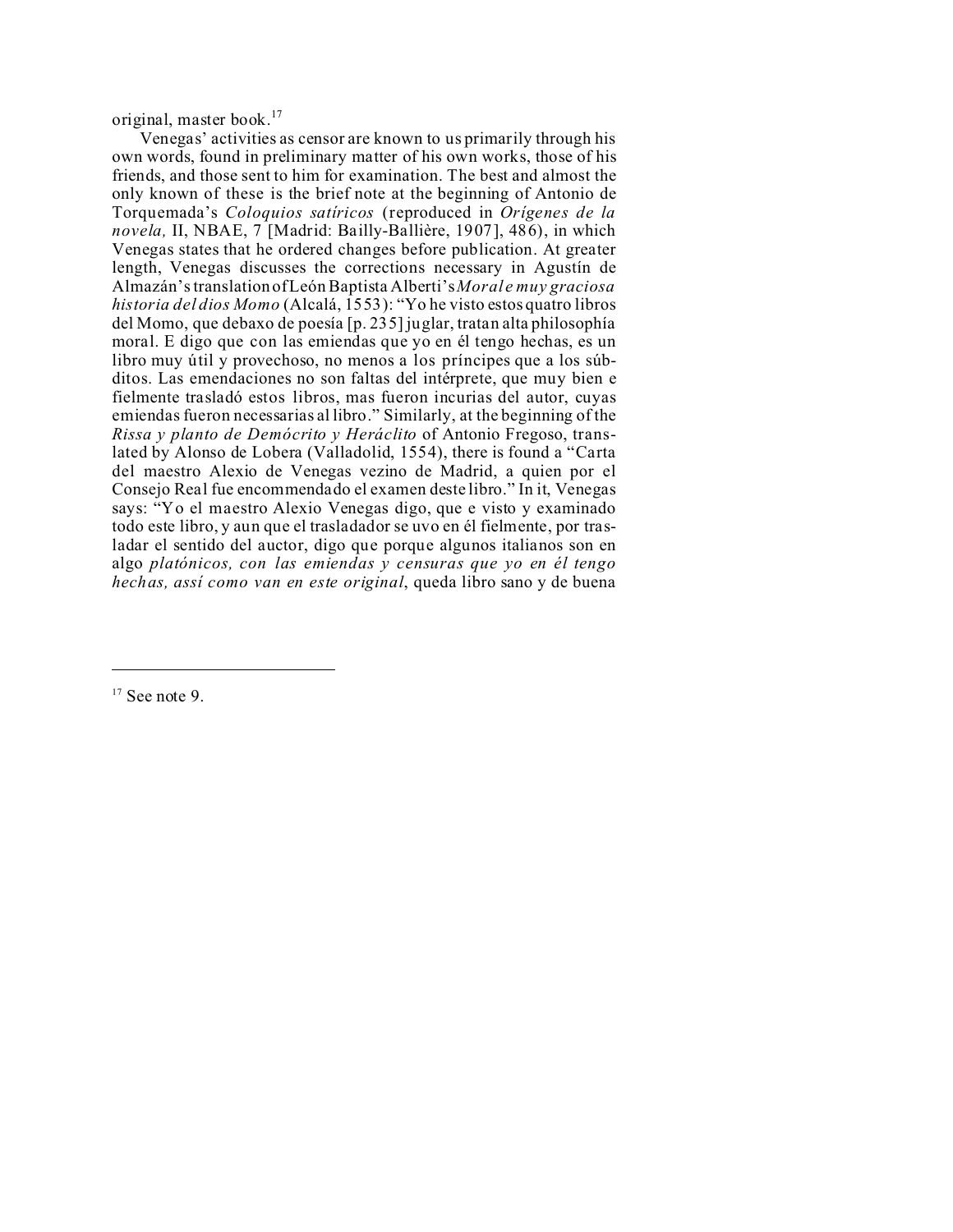original, master book.[17]

Venegas' activities as censor are known to us primarily through his own words, found in preliminary matter of his own works, those of his friends, and those sent to him for examination. The best and almost the only known of these is the brief note at the beginning of Antonio de Torquemada's *Coloquios satíricos* (reproduced in *Orígenes de la novela,* II, NBAE, 7 [Madrid: Bailly-Ballière, 1907], 486), in which Venegas states that he ordered changes before publication. At greater length, Venegas discusses the corrections necessary in Agustín de Almazán's translation of León Baptista Alberti's *Moral e muy graciosa historia del dios Momo* (Alcalá, 1553): "Yo he visto estos quatro libros del Momo, que debaxo de poesía [p. 235] juglar, tratan alta philosophía moral. E digo que con las emiendas que yo en él tengo hechas, es un libro muy útil y provechoso, no menos a los príncipes que a los súbditos. Las emendaciones no son faltas del intérprete, que muy bien e fielmente trasladó estos libros, mas fueron incurias del autor, cuyas emiendas fueron necessarias al libro." Similarly, at the beginning of the *Rissa y planto de Demócrito y Heráclito* of Antonio Fregoso, translated by Alonso de Lobera (Valladolid, 1554), there is found a "Carta del maestro Alexio de Venegas vezino de Madrid, a quien por el Consejo Real fue encommendado el examen deste libro." In it, Venegas says: "Yo el maestro Alexio Venegas digo, que e visto y examinado todo este libro, y aun que el trasladador se uvo en él fielmente, por trasladar el sentido del auctor, digo que porque algunos italianos son en algo *platónicos, con las emiendas y censuras que yo en él tengo hechas, assí como van en este original*, queda libro sano y de buena

---

[17] See note 9.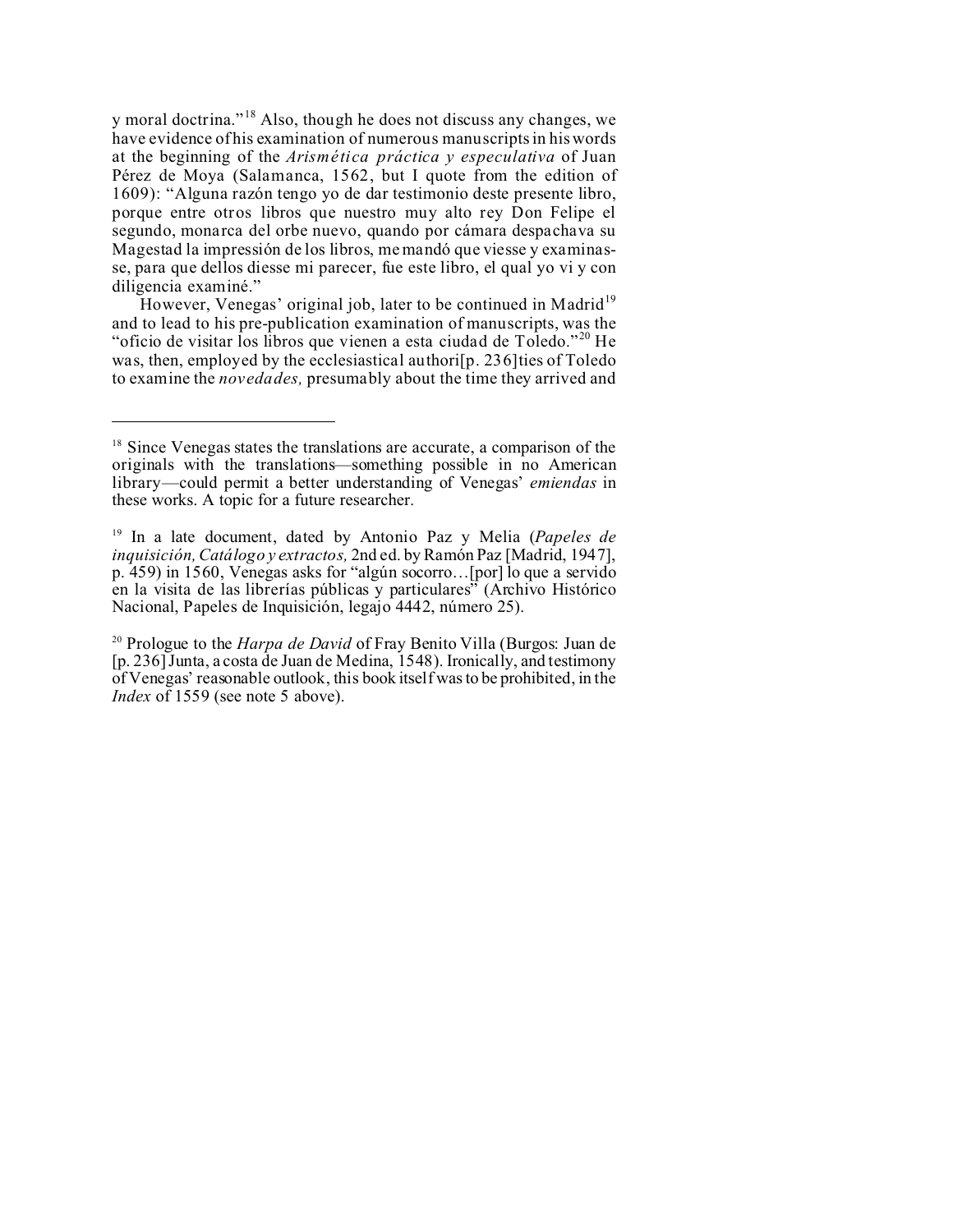y moral doctrina."[18] Also, though he does not discuss any changes, we have evidence of his examination of numerous manuscripts in his words at the beginning of the *Arismética práctica y especulativa* of Juan Pérez de Moya (Salamanca, 1562, but I quote from the edition of 1609): "Alguna razón tengo yo de dar testimonio deste presente libro, porque entre otros libros que nuestro muy alto rey Don Felipe el segundo, monarca del orbe nuevo, quando por cámara despachava su Magestad la impressión de los libros, me mandó que viesse y examinasse, para que dellos diesse mi parecer, fue este libro, el qual yo vi y con diligencia examiné."

However, Venegas' original job, later to be continued in Madrid[19] and to lead to his pre-publication examination of manuscripts, was the "oficio de visitar los libros que vienen a esta ciudad de Toledo."[20] He was, then, employed by the ecclesiastical authori[p. 236]ties of Toledo to examine the *novedades,* presumably about the time they arrived and

---

[18] Since Venegas states the translations are accurate, a comparison of the originals with the translations—something possible in no American library—could permit a better understanding of Venegas' *emiendas* in these works. A topic for a future researcher.

[19] In a late document, dated by Antonio Paz y Melia (*Papeles de inquisición, Catálogo y extractos,* 2nd ed. by Ramón Paz [Madrid, 1947], p. 459) in 1560, Venegas asks for "algún socorro…[por] lo que a servido en la visita de las librerías públicas y particulares" (Archivo Histórico Nacional, Papeles de Inquisición, legajo 4442, número 25).

[20] Prologue to the *Harpa de David* of Fray Benito Villa (Burgos: Juan de [p. 236] Junta, a costa de Juan de Medina, 1548). Ironically, and testimony of Venegas' reasonable outlook, this book itself was to be prohibited, in the *Index* of 1559 (see note 5 above).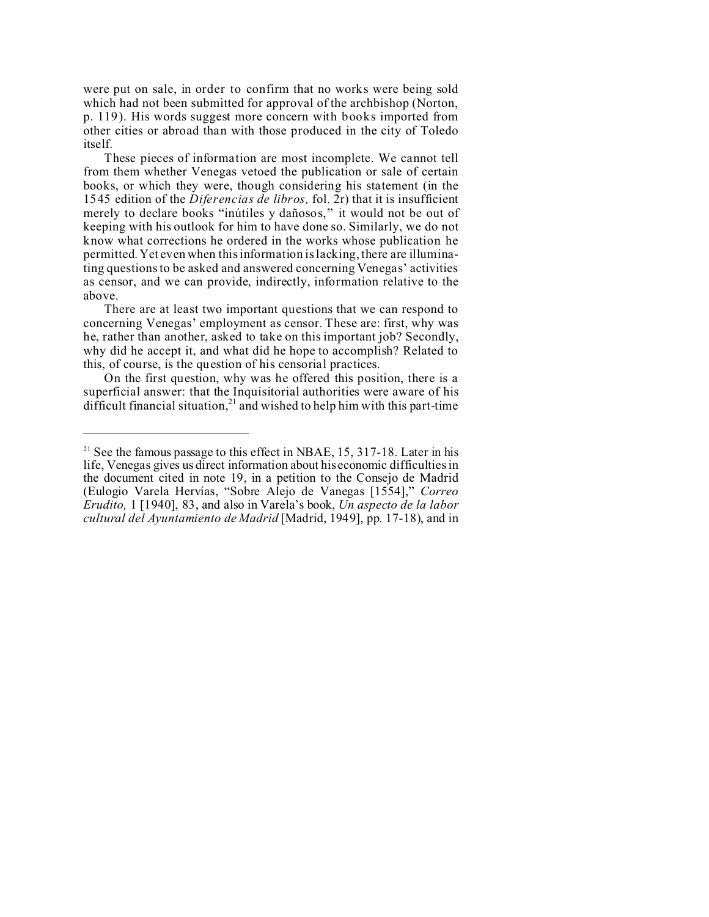were put on sale, in order to confirm that no works were being sold which had not been submitted for approval of the archbishop (Norton, p. 119). His words suggest more concern with books imported from other cities or abroad than with those produced in the city of Toledo itself.

These pieces of information are most incomplete. We cannot tell from them whether Venegas vetoed the publication or sale of certain books, or which they were, though considering his statement (in the 1545 edition of the *Diferencias de libros,* fol. 2r) that it is insufficient merely to declare books "inútiles y dañosos," it would not be out of keeping with his outlook for him to have done so. Similarly, we do not know what corrections he ordered in the works whose publication he permitted. Yet even when this information is lacking, there are illuminating questions to be asked and answered concerning Venegas' activities as censor, and we can provide, indirectly, information relative to the above.

There are at least two important questions that we can respond to concerning Venegas' employment as censor. These are: first, why was he, rather than another, asked to take on this important job? Secondly, why did he accept it, and what did he hope to accomplish? Related to this, of course, is the question of his censorial practices.

On the first question, why was he offered this position, there is a superficial answer: that the Inquisitorial authorities were aware of his difficult financial situation,[21] and wished to help him with this part-time

---

[21] See the famous passage to this effect in NBAE, 15, 317-18. Later in his life, Venegas gives us direct information about his economic difficulties in the document cited in note 19, in a petition to the Consejo de Madrid (Eulogio Varela Hervías, "Sobre Alejo de Vanegas [1554]," *Correo Erudito,* 1 [1940], 83, and also in Varela's book, *Un aspecto de la labor cultural del Ayuntamiento de Madrid* [Madrid, 1949], pp. 17-18), and in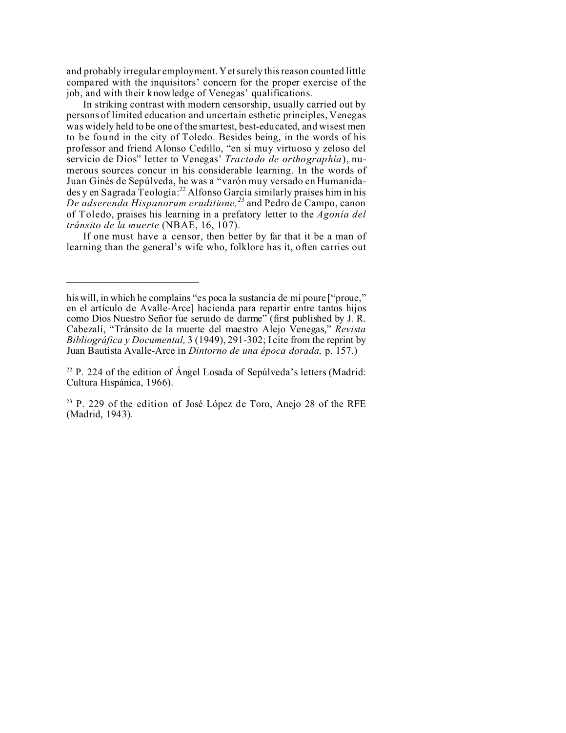and probably irregular employment. Yet surely this reason counted little compared with the inquisitors' concern for the proper exercise of the job, and with their knowledge of Venegas' qualifications.

In striking contrast with modern censorship, usually carried out by persons of limited education and uncertain esthetic principles, Venegas was widely held to be one of the smartest, best-educated, and wisest men to be found in the city of Toledo. Besides being, in the words of his professor and friend Alonso Cedillo, "en sí muy virtuoso y zeloso del servicio de Dios" letter to Venegas' *Tractado de orthographía*), numerous sources concur in his considerable learning. In the words of Juan Ginés de Sepúlveda, he was a "varón muy versado en Humanidades y en Sagrada Teología:[22] Alfonso García similarly praises him in his *De adserenda Hispanorum eruditione,*[23] and Pedro de Campo, canon of Toledo, praises his learning in a prefatory letter to the *Agonía del tránsito de la muerte* (NBAE, 16, 107).

If one must have a censor, then better by far that it be a man of learning than the general's wife who, folklore has it, often carries out

---

his will, in which he complains "es poca la sustancia de mi poure ["proue," en el artículo de Avalle-Arce] hacienda para repartir entre tantos hijos como Dios Nuestro Señor fue seruido de darme" (first published by J. R. Cabezalí, "Tránsito de la muerte del maestro Alejo Venegas," *Revista Bibliográfica y Documental,* 3 (1949), 291-302; I cite from the reprint by Juan Bautista Avalle-Arce in *Dintorno de una época dorada,* p. 157.)

[22] P. 224 of the edition of Ángel Losada of Sepúlveda's letters (Madrid: Cultura Hispánica, 1966).

[23] P. 229 of the edition of José López de Toro, Anejo 28 of the RFE (Madrid, 1943).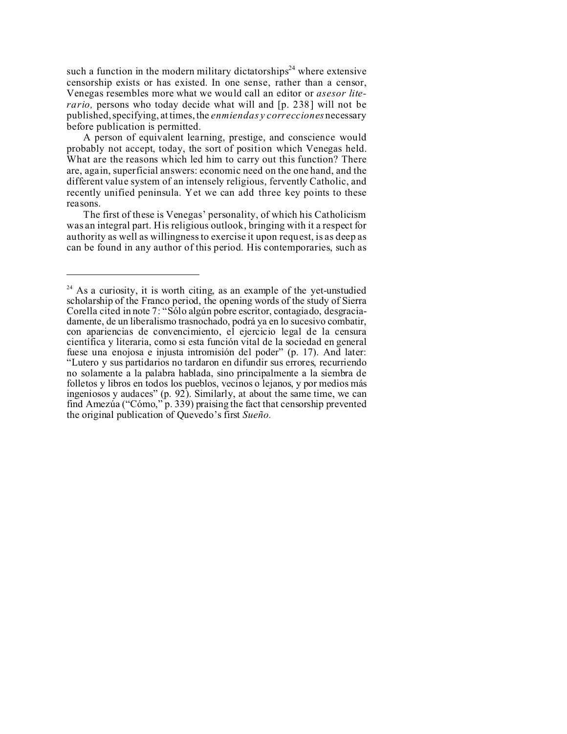such a function in the modern military dictatorships[24] where extensive censorship exists or has existed. In one sense, rather than a censor, Venegas resembles more what we would call an editor or *asesor literario,* persons who today decide what will and [p. 238] will not be published, specifying, at times, the *enmiendas y correcciones* necessary before publication is permitted.

A person of equivalent learning, prestige, and conscience would probably not accept, today, the sort of position which Venegas held. What are the reasons which led him to carry out this function? There are, again, superficial answers: economic need on the one hand, and the different value system of an intensely religious, fervently Catholic, and recently unified peninsula. Yet we can add three key points to these reasons.

The first of these is Venegas' personality, of which his Catholicism was an integral part. His religious outlook, bringing with it a respect for authority as well as willingness to exercise it upon request, is as deep as can be found in any author of this period. His contemporaries, such as

---

[24] As a curiosity, it is worth citing, as an example of the yet-unstudied scholarship of the Franco period, the opening words of the study of Sierra Corella cited in note 7: "Sólo algún pobre escritor, contagiado, desgraciadamente, de un liberalismo trasnochado, podrá ya en lo sucesivo combatir, con apariencias de convencimiento, el ejercicio legal de la censura científica y literaria, como si esta función vital de la sociedad en general fuese una enojosa e injusta intromisión del poder" (p. 17). And later: "Lutero y sus partidarios no tardaron en difundir sus errores, recurriendo no solamente a la palabra hablada, sino principalmente a la siembra de folletos y libros en todos los pueblos, vecinos o lejanos, y por medios más ingeniosos y audaces" (p. 92). Similarly, at about the same time, we can find Amezúa ("Cómo," p. 339) praising the fact that censorship prevented the original publication of Quevedo's first *Sueño.*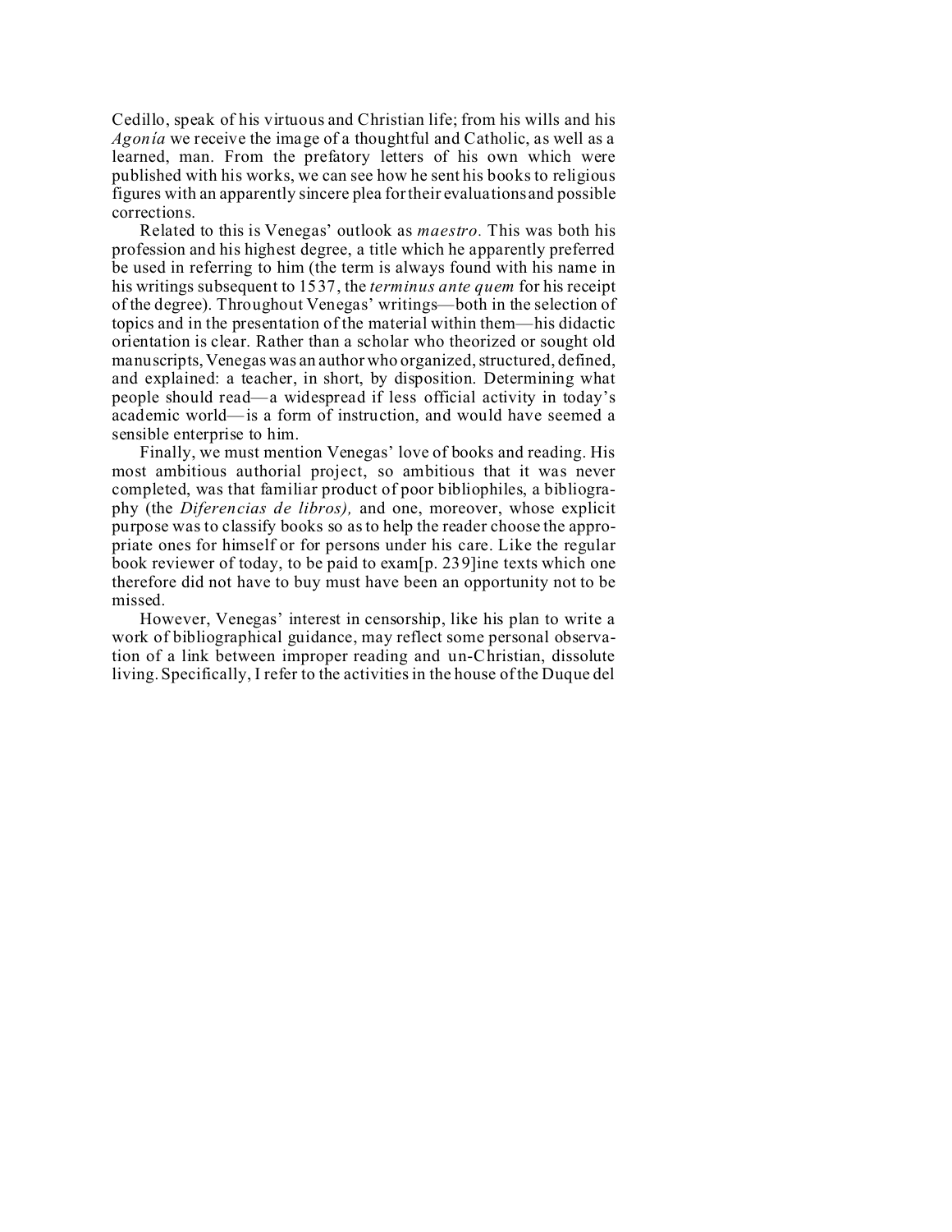Cedillo, speak of his virtuous and Christian life; from his wills and his *Agonía* we receive the image of a thoughtful and Catholic, as well as a learned, man. From the prefatory letters of his own which were published with his works, we can see how he sent his books to religious figures with an apparently sincere plea for their evaluations and possible corrections.

Related to this is Venegas' outlook as *maestro.* This was both his profession and his highest degree, a title which he apparently preferred be used in referring to him (the term is always found with his name in his writings subsequent to 1537, the *terminus ante quem* for his receipt of the degree). Throughout Venegas' writings—both in the selection of topics and in the presentation of the material within them—his didactic orientation is clear. Rather than a scholar who theorized or sought old manuscripts, Venegas was an author who organized, structured, defined, and explained: a teacher, in short, by disposition. Determining what people should read—a widespread if less official activity in today's academic world—is a form of instruction, and would have seemed a sensible enterprise to him.

Finally, we must mention Venegas' love of books and reading. His most ambitious authorial project, so ambitious that it was never completed, was that familiar product of poor bibliophiles, a bibliography (the *Diferencias de libros),* and one, moreover, whose explicit purpose was to classify books so as to help the reader choose the appropriate ones for himself or for persons under his care. Like the regular book reviewer of today, to be paid to exam[p. 239]ine texts which one therefore did not have to buy must have been an opportunity not to be missed.

However, Venegas' interest in censorship, like his plan to write a work of bibliographical guidance, may reflect some personal observation of a link between improper reading and un-Christian, dissolute living. Specifically, I refer to the activities in the house of the Duque del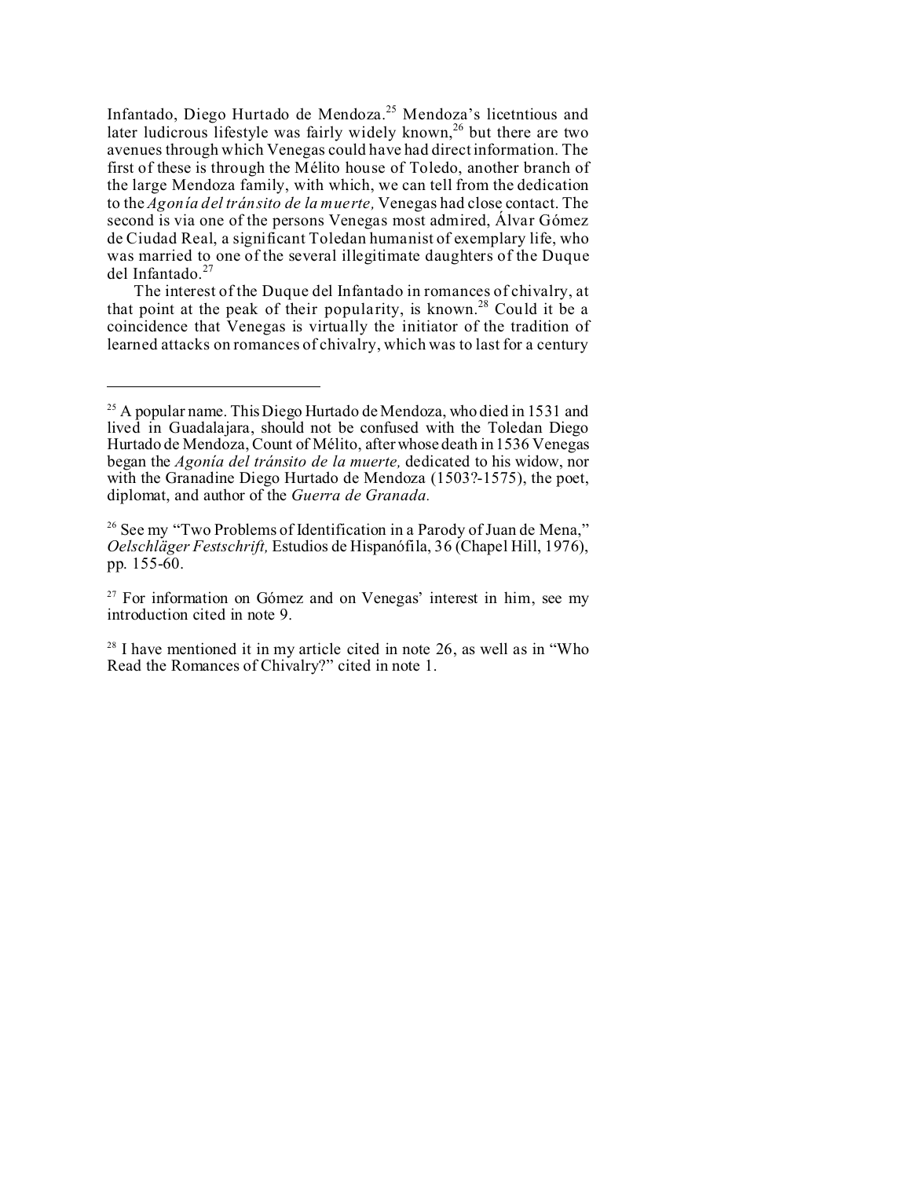Infantado, Diego Hurtado de Mendoza.[25] Mendoza's licetntious and later ludicrous lifestyle was fairly widely known,[26] but there are two avenues through which Venegas could have had direct information. The first of these is through the Mélito house of Toledo, another branch of the large Mendoza family, with which, we can tell from the dedication to the *Agonía del tránsito de la muerte,* Venegas had close contact. The second is via one of the persons Venegas most admired, Álvar Gómez de Ciudad Real, a significant Toledan humanist of exemplary life, who was married to one of the several illegitimate daughters of the Duque del Infantado.[27]

The interest of the Duque del Infantado in romances of chivalry, at that point at the peak of their popularity, is known.[28] Could it be a coincidence that Venegas is virtually the initiator of the tradition of learned attacks on romances of chivalry, which was to last for a century

---

[25] A popular name. This Diego Hurtado de Mendoza, who died in 1531 and lived in Guadalajara, should not be confused with the Toledan Diego Hurtado de Mendoza, Count of Mélito, after whose death in 1536 Venegas began the *Agonía del tránsito de la muerte,* dedicated to his widow, nor with the Granadine Diego Hurtado de Mendoza (1503?-1575), the poet, diplomat, and author of the *Guerra de Granada.*

[26] See my "Two Problems of Identification in a Parody of Juan de Mena," *Oelschläger Festschrift,* Estudios de Hispanófila, 36 (Chapel Hill, 1976), pp. 155-60.

[27] For information on Gómez and on Venegas' interest in him, see my introduction cited in note 9.

[28] I have mentioned it in my article cited in note 26, as well as in "Who Read the Romances of Chivalry?" cited in note 1.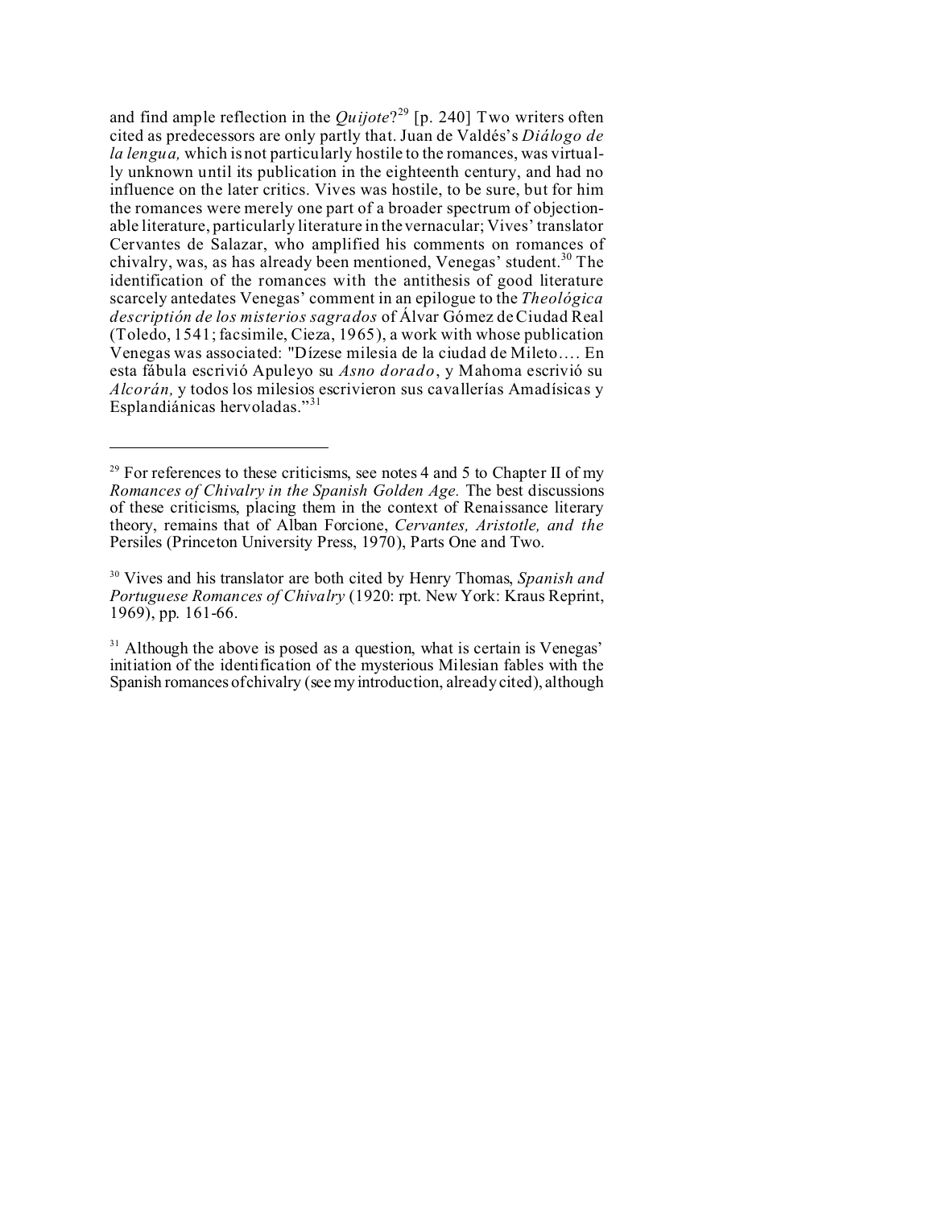and find ample reflection in the *Quijote*?[29] [p. 240] Two writers often cited as predecessors are only partly that. Juan de Valdés's *Diálogo de la lengua,* which is not particularly hostile to the romances, was virtually unknown until its publication in the eighteenth century, and had no influence on the later critics. Vives was hostile, to be sure, but for him the romances were merely one part of a broader spectrum of objectionable literature, particularly literature in the vernacular; Vives' translator Cervantes de Salazar, who amplified his comments on romances of chivalry, was, as has already been mentioned, Venegas' student.[30] The identification of the romances with the antithesis of good literature scarcely antedates Venegas' comment in an epilogue to the *Theológica descriptión de los misterios sagrados* of Álvar Gómez de Ciudad Real (Toledo, 1541; facsimile, Cieza, 1965), a work with whose publication Venegas was associated: "Dízese milesia de la ciudad de Mileto.... En esta fábula escrivió Apuleyo su *Asno dorado*, y Mahoma escrivió su *Alcorán,* y todos los milesios escrivieron sus cavallerías Amadísicas y Esplandiánicas hervoladas."[31]

---

[29] For references to these criticisms, see notes 4 and 5 to Chapter II of my *Romances of Chivalry in the Spanish Golden Age.* The best discussions of these criticisms, placing them in the context of Renaissance literary theory, remains that of Alban Forcione, *Cervantes, Aristotle, and the* Persiles (Princeton University Press, 1970), Parts One and Two.

[30] Vives and his translator are both cited by Henry Thomas, *Spanish and Portuguese Romances of Chivalry* (1920: rpt. New York: Kraus Reprint, 1969), pp. 161-66.

[31] Although the above is posed as a question, what is certain is Venegas' initiation of the identification of the mysterious Milesian fables with the Spanish romances of chivalry (see my introduction, already cited), although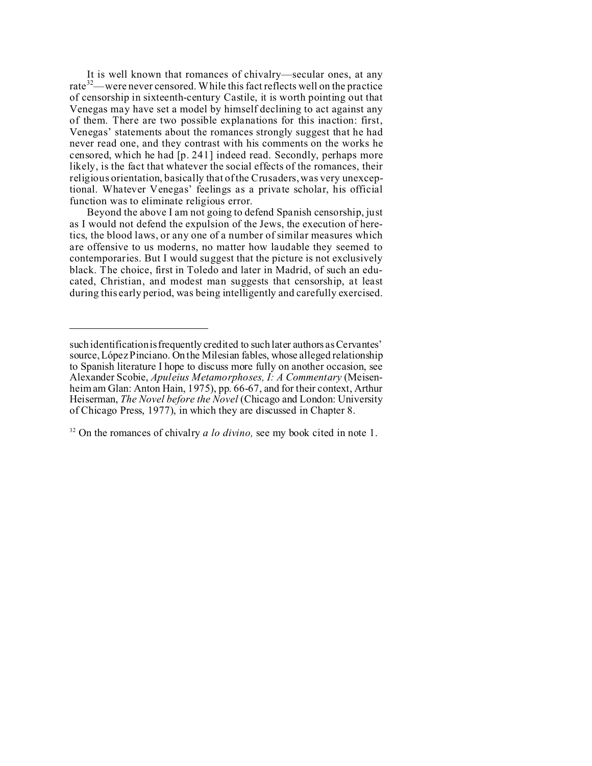It is well known that romances of chivalry—secular ones, at any rate[32]—were never censored. While this fact reflects well on the practice of censorship in sixteenth-century Castile, it is worth pointing out that Venegas may have set a model by himself declining to act against any of them. There are two possible explanations for this inaction: first, Venegas' statements about the romances strongly suggest that he had never read one, and they contrast with his comments on the works he censored, which he had [p. 241] indeed read. Secondly, perhaps more likely, is the fact that whatever the social effects of the romances, their religious orientation, basically that of the Crusaders, was very unexceptional. Whatever Venegas' feelings as a private scholar, his official function was to eliminate religious error.

Beyond the above I am not going to defend Spanish censorship, just as I would not defend the expulsion of the Jews, the execution of heretics, the blood laws, or any one of a number of similar measures which are offensive to us moderns, no matter how laudable they seemed to contemporaries. But I would suggest that the picture is not exclusively black. The choice, first in Toledo and later in Madrid, of such an educated, Christian, and modest man suggests that censorship, at least during this early period, was being intelligently and carefully exercised.

---

such identification is frequently credited to such later authors as Cervantes' source, López Pinciano. On the Milesian fables, whose alleged relationship to Spanish literature I hope to discuss more fully on another occasion, see Alexander Scobie, *Apuleius Metamorphoses, I: A Commentary* (Meisenheim am Glan: Anton Hain, 1975), pp. 66-67, and for their context, Arthur Heiserman, *The Novel before the Novel* (Chicago and London: University of Chicago Press, 1977), in which they are discussed in Chapter 8.

[32] On the romances of chivalry *a lo divino,* see my book cited in note 1.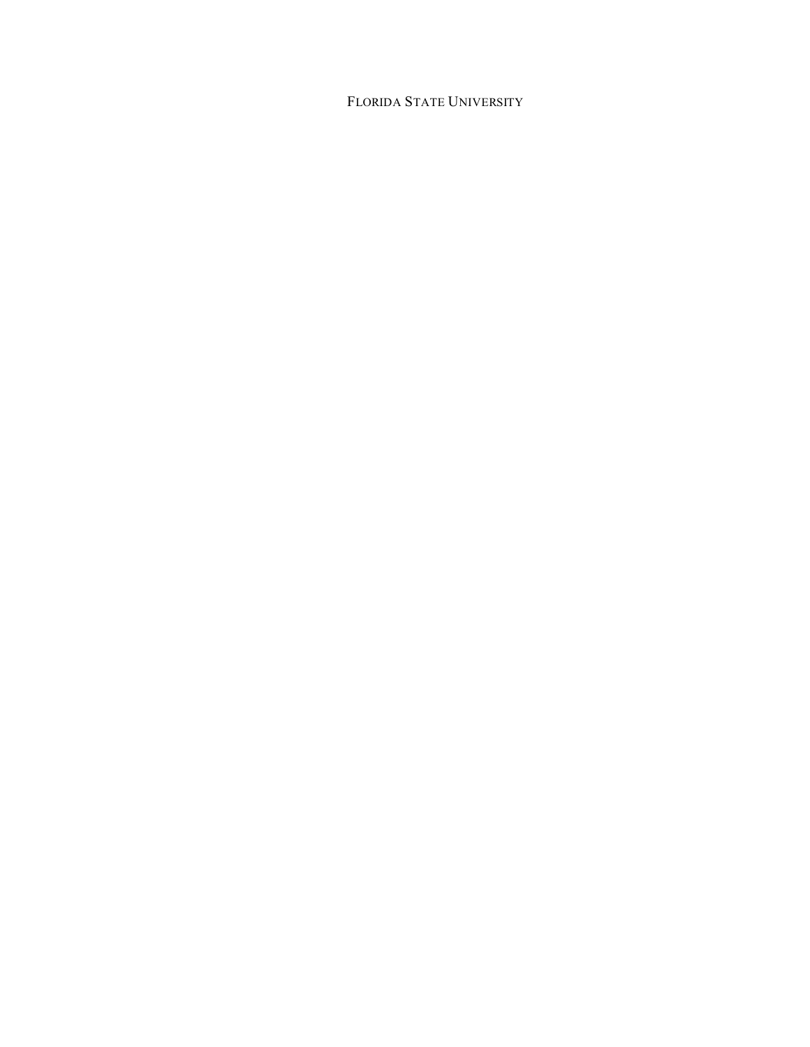FLORIDA STATE UNIVERSITY